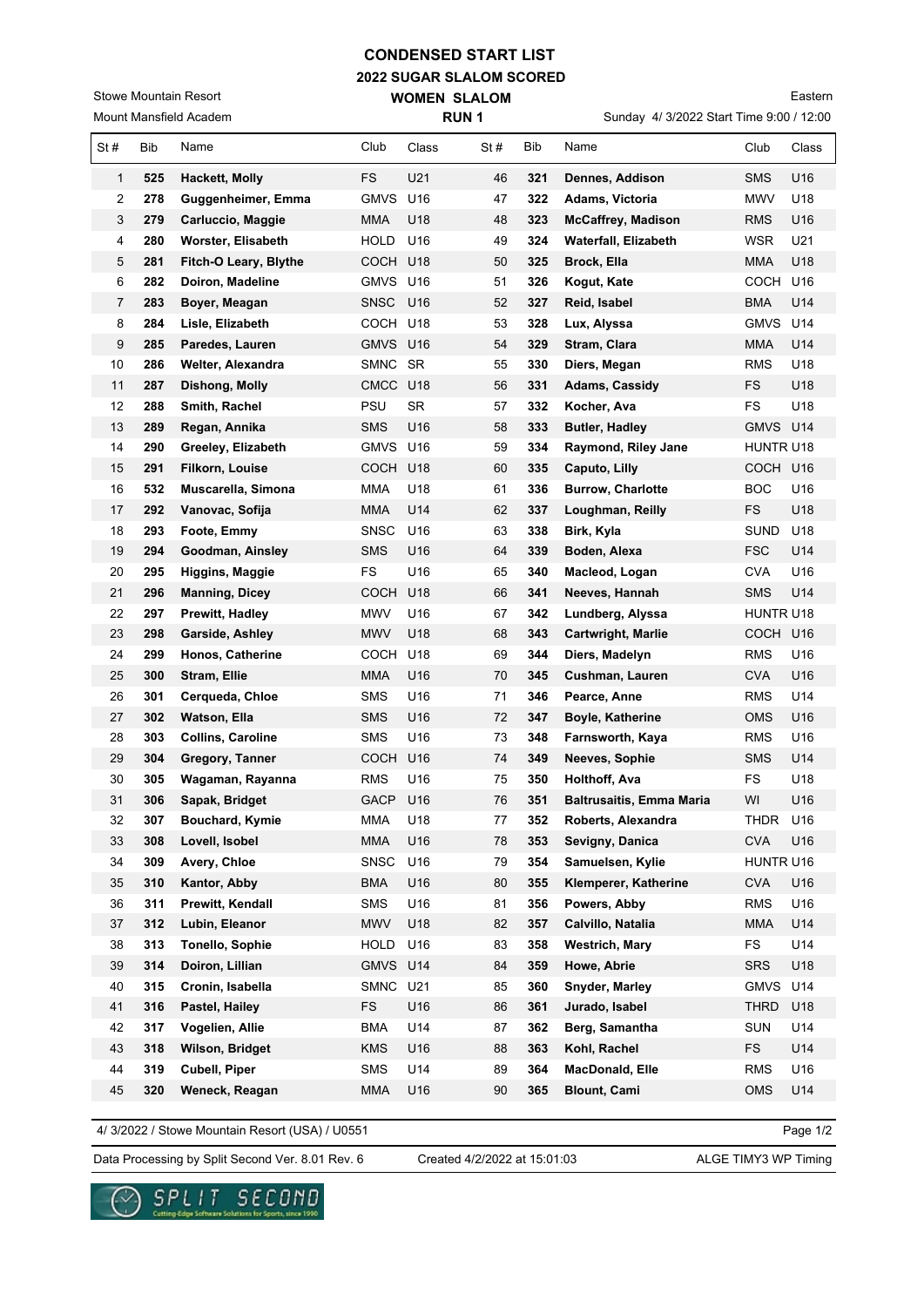# CONDENSED START LIST

## 2022 SUGAR SLALOM SCORED

### WOMEN SLALOM

### RUN 1

Stowe Mountain Resort
Mount Mansfield Academ

Eastern
Sunday 4/ 3/2022 Start Time 9:00 / 12:00

| St # | Bib | Name | Club | Class | St # | Bib | Name | Club | Class |
|---|---|---|---|---|---|---|---|---|---|
| 1 | **525** | **Hackett, Molly** | FS | U21 | 46 | **321** | **Dennes, Addison** | SMS | U16 |
| 2 | **278** | **Guggenheimer, Emma** | GMVS | U16 | 47 | **322** | **Adams, Victoria** | MWV | U18 |
| 3 | **279** | **Carluccio, Maggie** | MMA | U18 | 48 | **323** | **McCaffrey, Madison** | RMS | U16 |
| 4 | **280** | **Worster, Elisabeth** | HOLD | U16 | 49 | **324** | **Waterfall, Elizabeth** | WSR | U21 |
| 5 | **281** | **Fitch-O Leary, Blythe** | COCH | U18 | 50 | **325** | **Brock, Ella** | MMA | U18 |
| 6 | **282** | **Doiron, Madeline** | GMVS | U16 | 51 | **326** | **Kogut, Kate** | COCH | U16 |
| 7 | **283** | **Boyer, Meagan** | SNSC | U16 | 52 | **327** | **Reid, Isabel** | BMA | U14 |
| 8 | **284** | **Lisle, Elizabeth** | COCH | U18 | 53 | **328** | **Lux, Alyssa** | GMVS | U14 |
| 9 | **285** | **Paredes, Lauren** | GMVS | U16 | 54 | **329** | **Stram, Clara** | MMA | U14 |
| 10 | **286** | **Welter, Alexandra** | SMNC | SR | 55 | **330** | **Diers, Megan** | RMS | U18 |
| 11 | **287** | **Dishong, Molly** | CMCC | U18 | 56 | **331** | **Adams, Cassidy** | FS | U18 |
| 12 | **288** | **Smith, Rachel** | PSU | SR | 57 | **332** | **Kocher, Ava** | FS | U18 |
| 13 | **289** | **Regan, Annika** | SMS | U16 | 58 | **333** | **Butler, Hadley** | GMVS | U14 |
| 14 | **290** | **Greeley, Elizabeth** | GMVS | U16 | 59 | **334** | **Raymond, Riley Jane** | HUNTR | U18 |
| 15 | **291** | **Filkorn, Louise** | COCH | U18 | 60 | **335** | **Caputo, Lilly** | COCH | U16 |
| 16 | **532** | **Muscarella, Simona** | MMA | U18 | 61 | **336** | **Burrow, Charlotte** | BOC | U16 |
| 17 | **292** | **Vanovac, Sofija** | MMA | U14 | 62 | **337** | **Loughman, Reilly** | FS | U18 |
| 18 | **293** | **Foote, Emmy** | SNSC | U16 | 63 | **338** | **Birk, Kyla** | SUND | U18 |
| 19 | **294** | **Goodman, Ainsley** | SMS | U16 | 64 | **339** | **Boden, Alexa** | FSC | U14 |
| 20 | **295** | **Higgins, Maggie** | FS | U16 | 65 | **340** | **Macleod, Logan** | CVA | U16 |
| 21 | **296** | **Manning, Dicey** | COCH | U18 | 66 | **341** | **Neeves, Hannah** | SMS | U14 |
| 22 | **297** | **Prewitt, Hadley** | MWV | U16 | 67 | **342** | **Lundberg, Alyssa** | HUNTR | U18 |
| 23 | **298** | **Garside, Ashley** | MWV | U18 | 68 | **343** | **Cartwright, Marlie** | COCH | U16 |
| 24 | **299** | **Honos, Catherine** | COCH | U18 | 69 | **344** | **Diers, Madelyn** | RMS | U16 |
| 25 | **300** | **Stram, Ellie** | MMA | U16 | 70 | **345** | **Cushman, Lauren** | CVA | U16 |
| 26 | **301** | **Cerqueda, Chloe** | SMS | U16 | 71 | **346** | **Pearce, Anne** | RMS | U14 |
| 27 | **302** | **Watson, Ella** | SMS | U16 | 72 | **347** | **Boyle, Katherine** | OMS | U16 |
| 28 | **303** | **Collins, Caroline** | SMS | U16 | 73 | **348** | **Farnsworth, Kaya** | RMS | U16 |
| 29 | **304** | **Gregory, Tanner** | COCH | U16 | 74 | **349** | **Neeves, Sophie** | SMS | U14 |
| 30 | **305** | **Wagaman, Rayanna** | RMS | U16 | 75 | **350** | **Holthoff, Ava** | FS | U18 |
| 31 | **306** | **Sapak, Bridget** | GACP | U16 | 76 | **351** | **Baltrusaitis, Emma Maria** | WI | U16 |
| 32 | **307** | **Bouchard, Kymie** | MMA | U18 | 77 | **352** | **Roberts, Alexandra** | THDR | U16 |
| 33 | **308** | **Lovell, Isobel** | MMA | U16 | 78 | **353** | **Sevigny, Danica** | CVA | U16 |
| 34 | **309** | **Avery, Chloe** | SNSC | U16 | 79 | **354** | **Samuelsen, Kylie** | HUNTR | U16 |
| 35 | **310** | **Kantor, Abby** | BMA | U16 | 80 | **355** | **Klemperer, Katherine** | CVA | U16 |
| 36 | **311** | **Prewitt, Kendall** | SMS | U16 | 81 | **356** | **Powers, Abby** | RMS | U16 |
| 37 | **312** | **Lubin, Eleanor** | MWV | U18 | 82 | **357** | **Calvillo, Natalia** | MMA | U14 |
| 38 | **313** | **Tonello, Sophie** | HOLD | U16 | 83 | **358** | **Westrich, Mary** | FS | U14 |
| 39 | **314** | **Doiron, Lillian** | GMVS | U14 | 84 | **359** | **Howe, Abrie** | SRS | U18 |
| 40 | **315** | **Cronin, Isabella** | SMNC | U21 | 85 | **360** | **Snyder, Marley** | GMVS | U14 |
| 41 | **316** | **Pastel, Hailey** | FS | U16 | 86 | **361** | **Jurado, Isabel** | THRD | U18 |
| 42 | **317** | **Vogelien, Allie** | BMA | U14 | 87 | **362** | **Berg, Samantha** | SUN | U14 |
| 43 | **318** | **Wilson, Bridget** | KMS | U16 | 88 | **363** | **Kohl, Rachel** | FS | U14 |
| 44 | **319** | **Cubell, Piper** | SMS | U14 | 89 | **364** | **MacDonald, Elle** | RMS | U16 |
| 45 | **320** | **Weneck, Reagan** | MMA | U16 | 90 | **365** | **Blount, Cami** | OMS | U14 |

4/ 3/2022 / Stowe Mountain Resort (USA) / U0551

Data Processing by Split Second Ver. 8.01 Rev. 6 — Created 4/2/2022 at 15:01:03 — ALGE TIMY3 WP Timing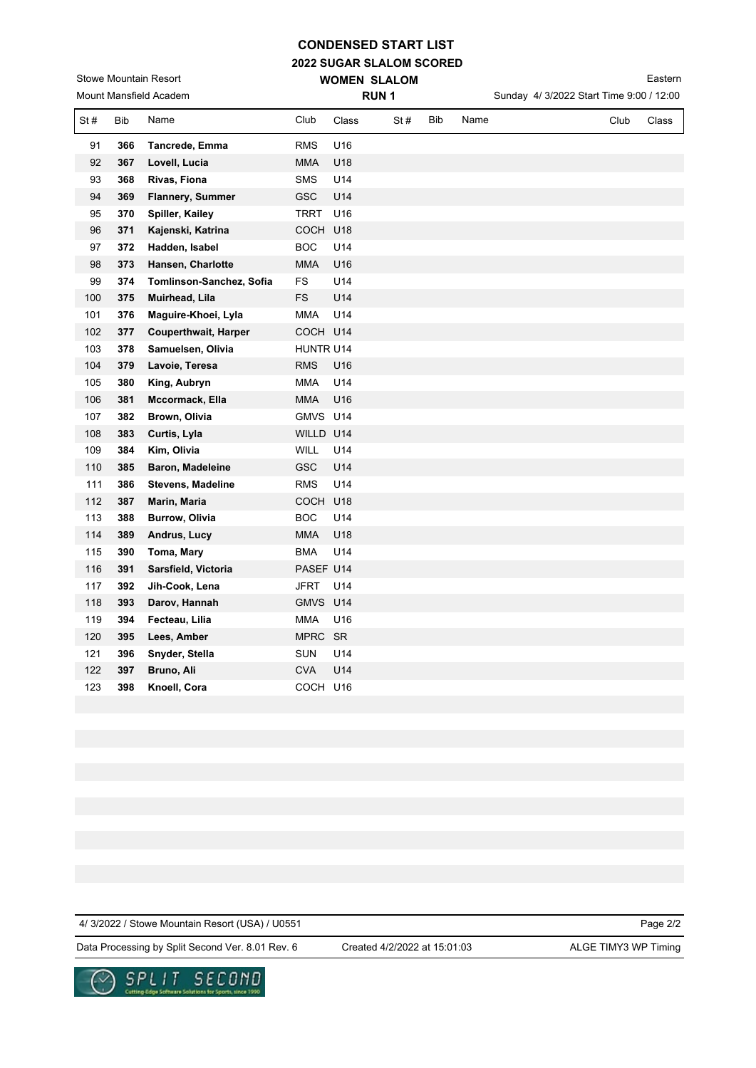# CONDENSED START LIST

## 2022 SUGAR SLALOM SCORED

Stowe Mountain Resort

Mount Mansfield Academ

**WOMEN SLALOM**

**RUN 1**

Eastern

Sunday 4/ 3/2022 Start Time 9:00 / 12:00

| St # | Bib | Name | Club | Class | St # | Bib | Name | Club | Class |
|---|---|---|---|---|---|---|---|---|---|
| 91 | **366** | **Tancrede, Emma** | RMS | U16 | | | | | |
| 92 | **367** | **Lovell, Lucia** | MMA | U18 | | | | | |
| 93 | **368** | **Rivas, Fiona** | SMS | U14 | | | | | |
| 94 | **369** | **Flannery, Summer** | GSC | U14 | | | | | |
| 95 | **370** | **Spiller, Kailey** | TRRT | U16 | | | | | |
| 96 | **371** | **Kajenski, Katrina** | COCH | U18 | | | | | |
| 97 | **372** | **Hadden, Isabel** | BOC | U14 | | | | | |
| 98 | **373** | **Hansen, Charlotte** | MMA | U16 | | | | | |
| 99 | **374** | **Tomlinson-Sanchez, Sofia** | FS | U14 | | | | | |
| 100 | **375** | **Muirhead, Lila** | FS | U14 | | | | | |
| 101 | **376** | **Maguire-Khoei, Lyla** | MMA | U14 | | | | | |
| 102 | **377** | **Couperthwait, Harper** | COCH | U14 | | | | | |
| 103 | **378** | **Samuelsen, Olivia** | HUNTR | U14 | | | | | |
| 104 | **379** | **Lavoie, Teresa** | RMS | U16 | | | | | |
| 105 | **380** | **King, Aubryn** | MMA | U14 | | | | | |
| 106 | **381** | **Mccormack, Ella** | MMA | U16 | | | | | |
| 107 | **382** | **Brown, Olivia** | GMVS | U14 | | | | | |
| 108 | **383** | **Curtis, Lyla** | WILLD | U14 | | | | | |
| 109 | **384** | **Kim, Olivia** | WILL | U14 | | | | | |
| 110 | **385** | **Baron, Madeleine** | GSC | U14 | | | | | |
| 111 | **386** | **Stevens, Madeline** | RMS | U14 | | | | | |
| 112 | **387** | **Marin, Maria** | COCH | U18 | | | | | |
| 113 | **388** | **Burrow, Olivia** | BOC | U14 | | | | | |
| 114 | **389** | **Andrus, Lucy** | MMA | U18 | | | | | |
| 115 | **390** | **Toma, Mary** | BMA | U14 | | | | | |
| 116 | **391** | **Sarsfield, Victoria** | PASEF | U14 | | | | | |
| 117 | **392** | **Jih-Cook, Lena** | JFRT | U14 | | | | | |
| 118 | **393** | **Darov, Hannah** | GMVS | U14 | | | | | |
| 119 | **394** | **Fecteau, Lilia** | MMA | U16 | | | | | |
| 120 | **395** | **Lees, Amber** | MPRC | SR | | | | | |
| 121 | **396** | **Snyder, Stella** | SUN | U14 | | | | | |
| 122 | **397** | **Bruno, Ali** | CVA | U14 | | | | | |
| 123 | **398** | **Knoell, Cora** | COCH | U16 | | | | | |

4/ 3/2022 / Stowe Mountain Resort (USA) / U0551

Data Processing by Split Second Ver. 8.01 Rev. 6 — Created 4/2/2022 at 15:01:03 — ALGE TIMY3 WP Timing